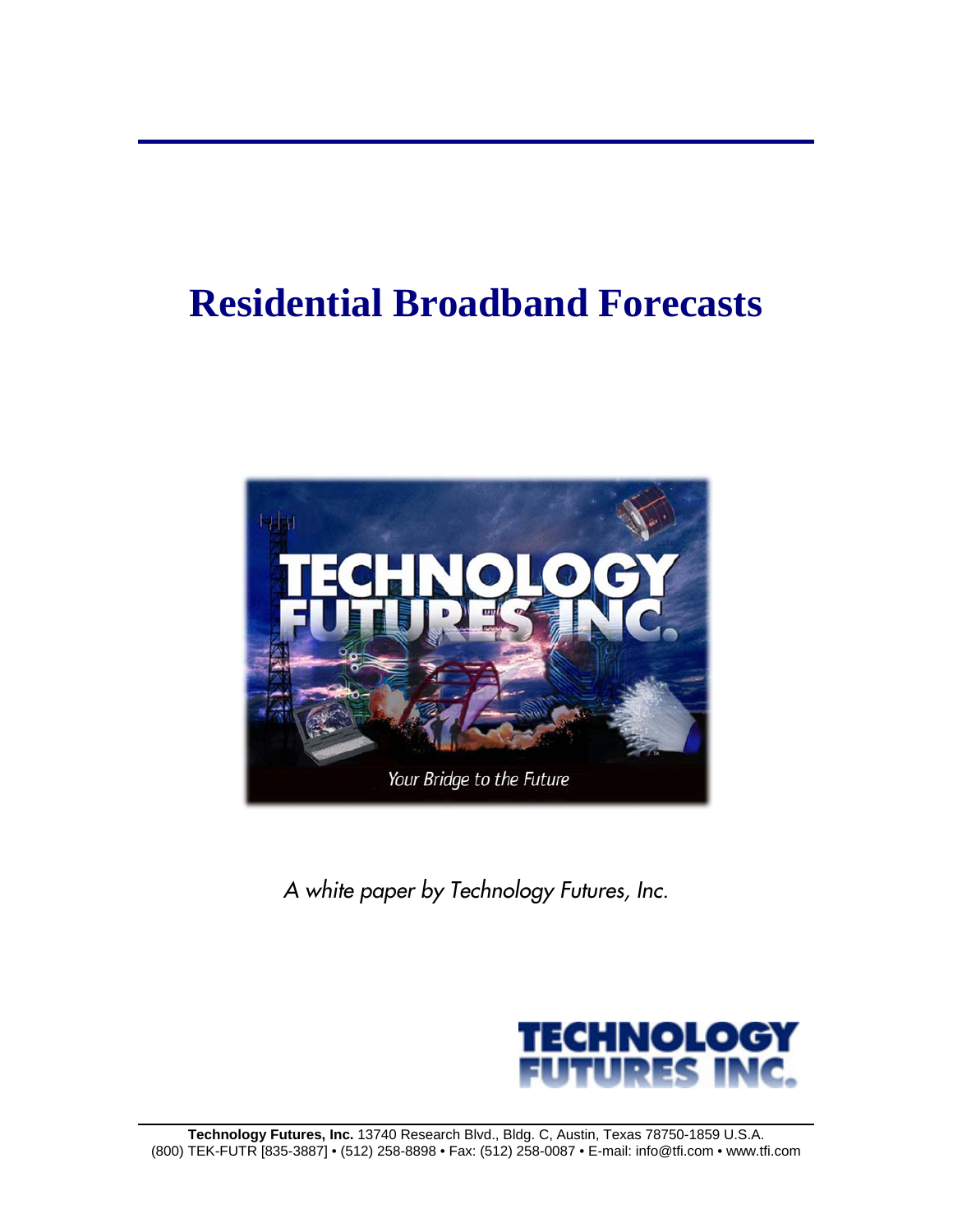# Residential Broadband Forecasts

*A white paper by Technology Futures, Inc.*

**Technology Futures, Inc.** 13740 Research Blvd., Bldg. C, Austin, Texas 78750-1859 U.S.A.
(800) TEK-FUTR [835-3887] • (512) 258-8898 • Fax: (512) 258-0087 • E-mail: info@tfi.com • www.tfi.com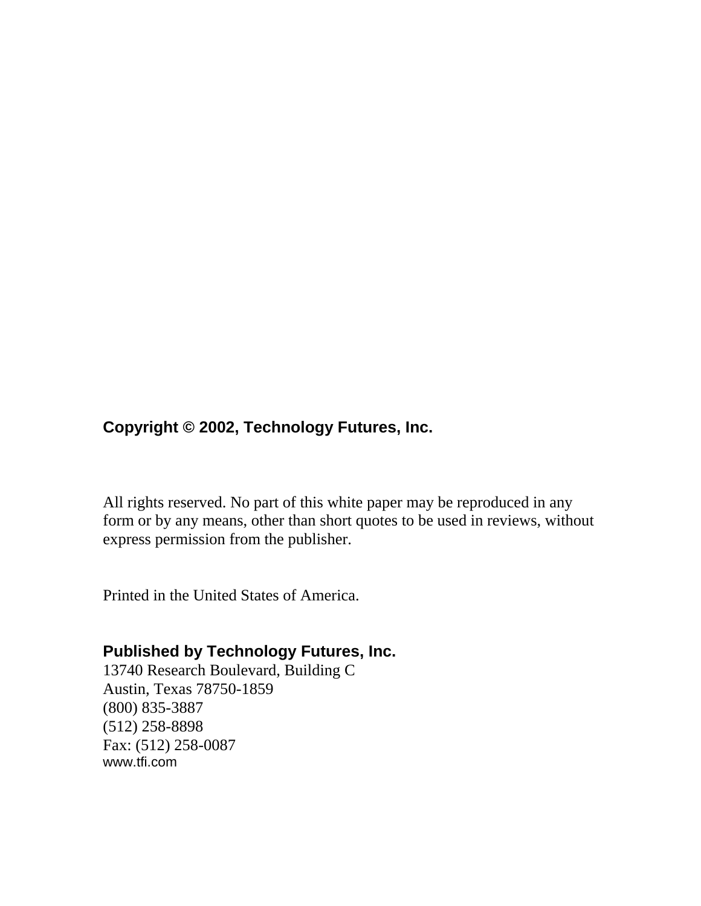**Copyright © 2002, Technology Futures, Inc.**

All rights reserved. No part of this white paper may be reproduced in any form or by any means, other than short quotes to be used in reviews, without express permission from the publisher.

Printed in the United States of America.

**Published by Technology Futures, Inc.**
13740 Research Boulevard, Building C
Austin, Texas 78750-1859
(800) 835-3887
(512) 258-8898
Fax: (512) 258-0087
www.tfi.com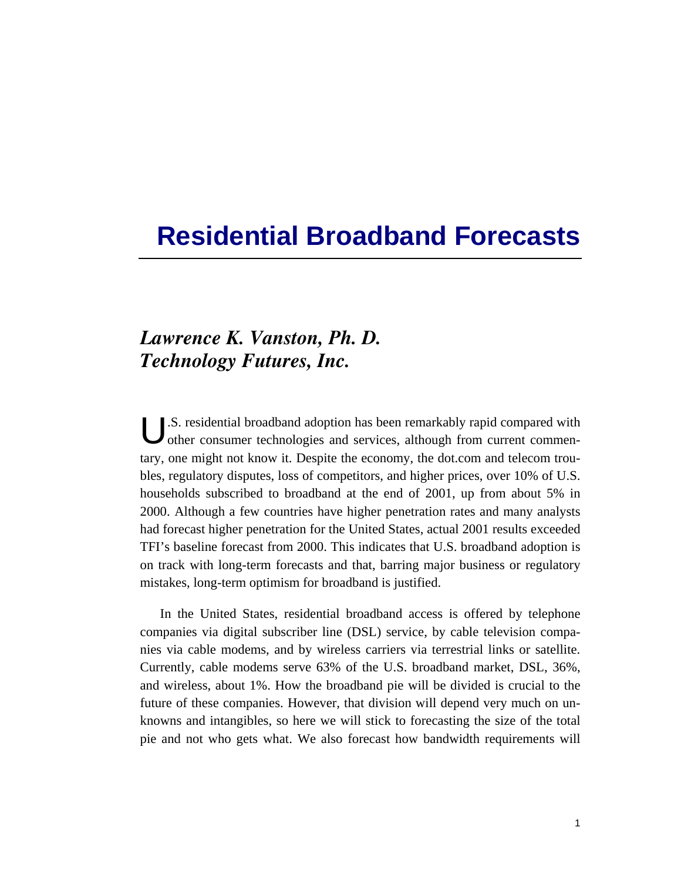# Residential Broadband Forecasts

## *Lawrence K. Vanston, Ph. D.*
## *Technology Futures, Inc.*

U.S. residential broadband adoption has been remarkably rapid compared with other consumer technologies and services, although from current commentary, one might not know it. Despite the economy, the dot.com and telecom troubles, regulatory disputes, loss of competitors, and higher prices, over 10% of U.S. households subscribed to broadband at the end of 2001, up from about 5% in 2000. Although a few countries have higher penetration rates and many analysts had forecast higher penetration for the United States, actual 2001 results exceeded TFI's baseline forecast from 2000. This indicates that U.S. broadband adoption is on track with long-term forecasts and that, barring major business or regulatory mistakes, long-term optimism for broadband is justified.

In the United States, residential broadband access is offered by telephone companies via digital subscriber line (DSL) service, by cable television companies via cable modems, and by wireless carriers via terrestrial links or satellite. Currently, cable modems serve 63% of the U.S. broadband market, DSL, 36%, and wireless, about 1%. How the broadband pie will be divided is crucial to the future of these companies. However, that division will depend very much on unknowns and intangibles, so here we will stick to forecasting the size of the total pie and not who gets what. We also forecast how bandwidth requirements will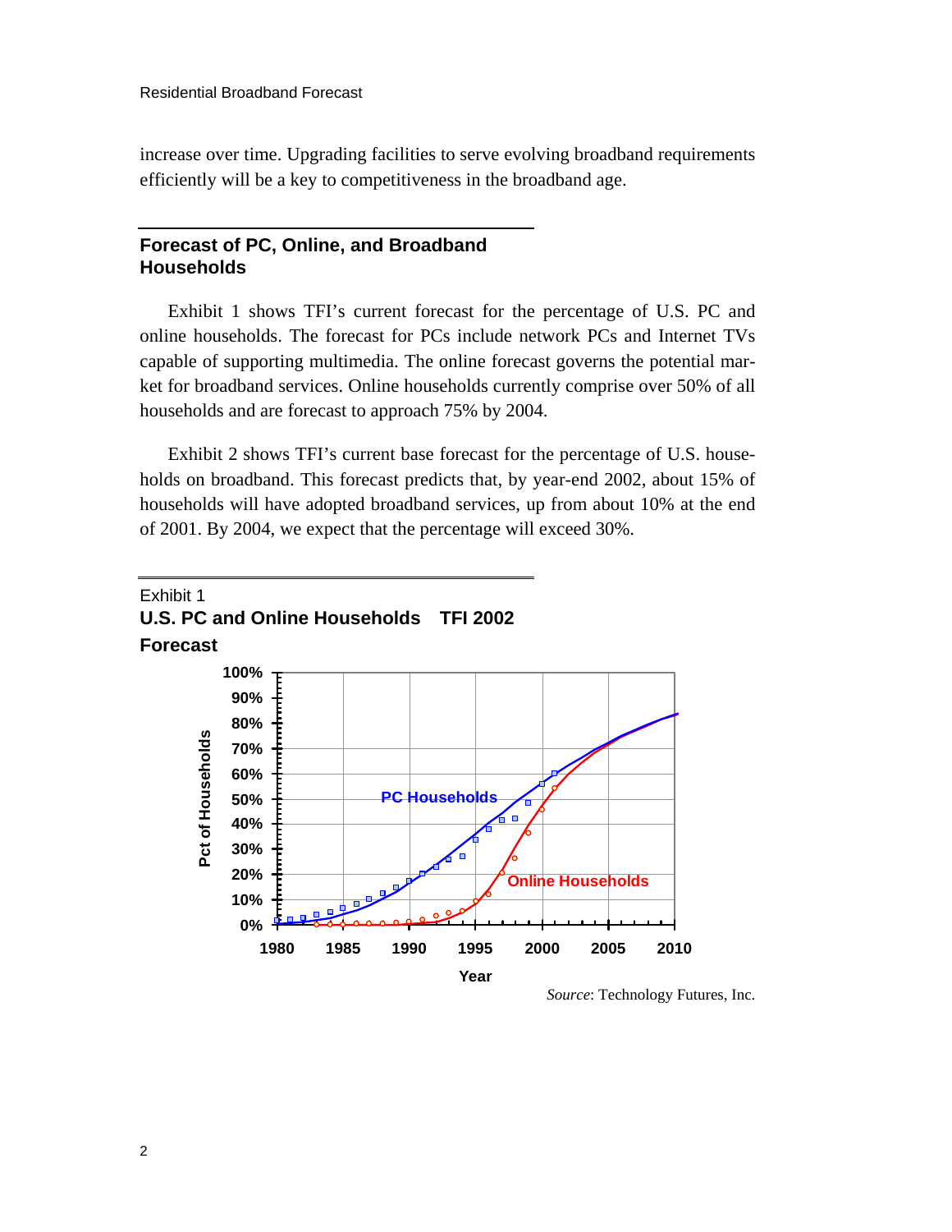increase over time. Upgrading facilities to serve evolving broadband requirements efficiently will be a key to competitiveness in the broadband age.

## Forecast of PC, Online, and Broadband Households

Exhibit 1 shows TFI's current forecast for the percentage of U.S. PC and online households. The forecast for PCs include network PCs and Internet TVs capable of supporting multimedia. The online forecast governs the potential market for broadband services. Online households currently comprise over 50% of all households and are forecast to approach 75% by 2004.

Exhibit 2 shows TFI's current base forecast for the percentage of U.S. households on broadband. This forecast predicts that, by year-end 2002, about 15% of households will have adopted broadband services, up from about 10% at the end of 2001. By 2004, we expect that the percentage will exceed 30%.

Exhibit 1

**U.S. PC and Online Households TFI 2002 Forecast**

*Source*: Technology Futures, Inc.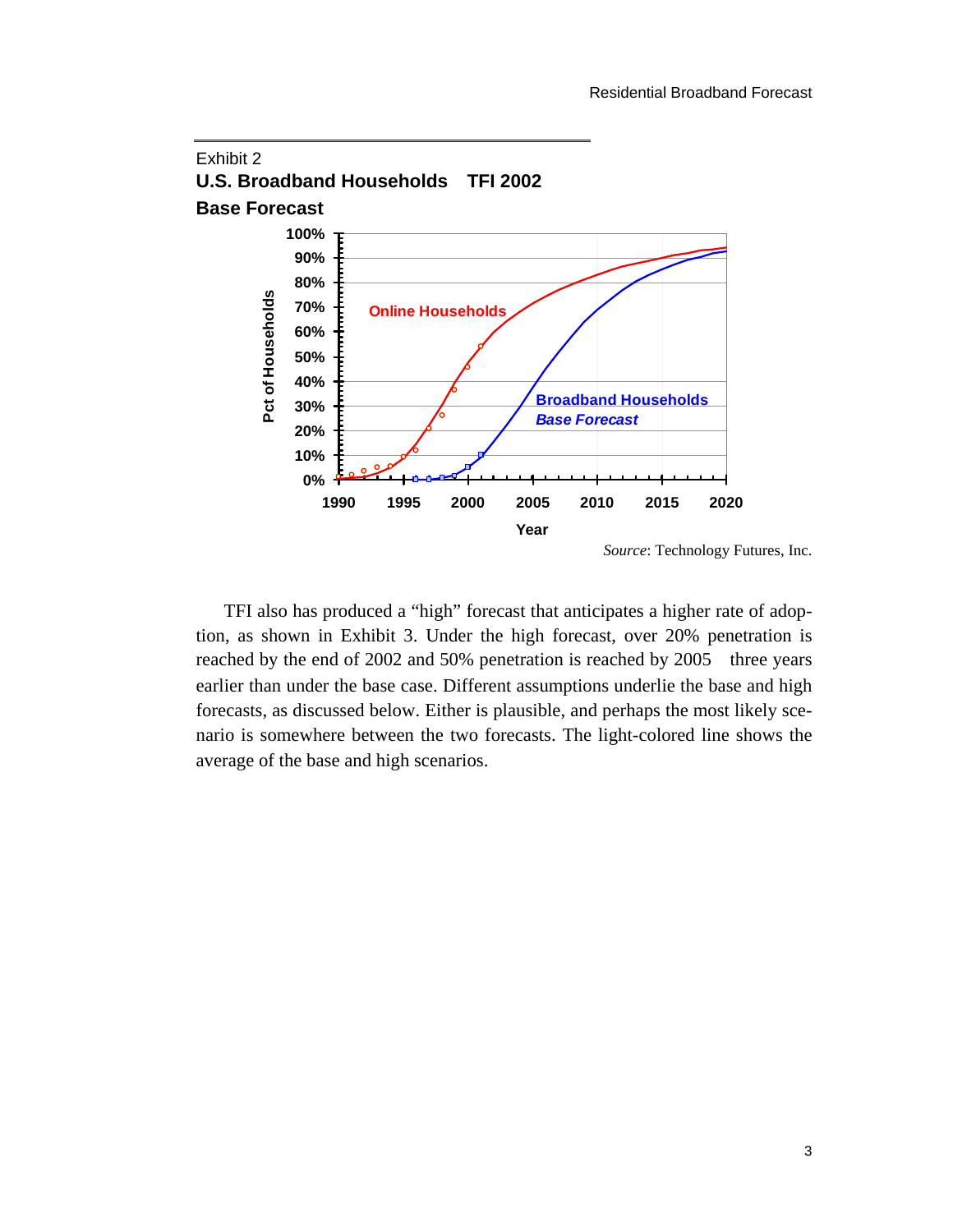Exhibit 2

**U.S. Broadband Households TFI 2002**

**Base Forecast**

*Source*: Technology Futures, Inc.

TFI also has produced a "high" forecast that anticipates a higher rate of adoption, as shown in Exhibit 3. Under the high forecast, over 20% penetration is reached by the end of 2002 and 50% penetration is reached by 2005 three years earlier than under the base case. Different assumptions underlie the base and high forecasts, as discussed below. Either is plausible, and perhaps the most likely scenario is somewhere between the two forecasts. The light-colored line shows the average of the base and high scenarios.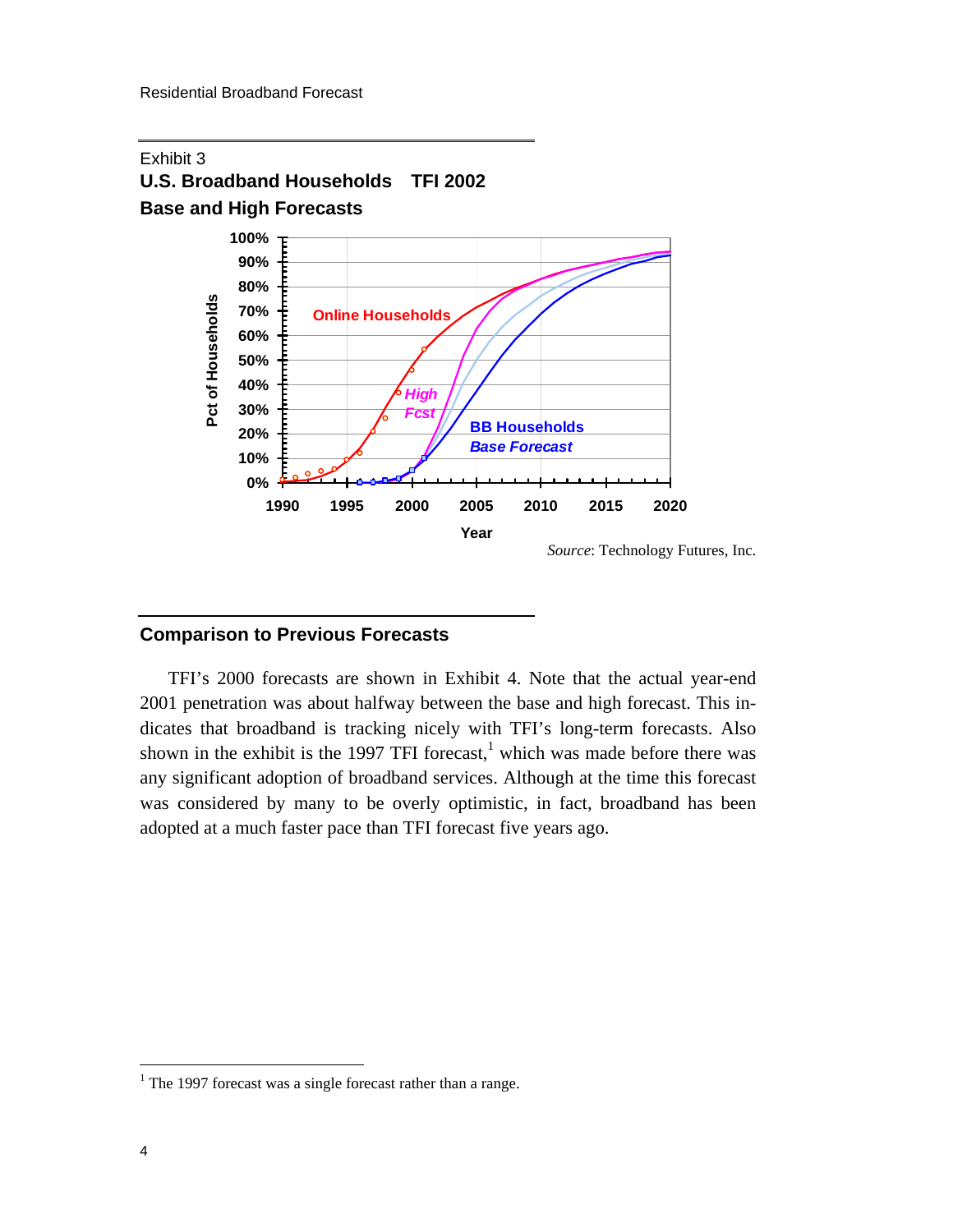Exhibit 3

**U.S. Broadband Households TFI 2002**
**Base and High Forecasts**

*Source*: Technology Futures, Inc.

## Comparison to Previous Forecasts

TFI's 2000 forecasts are shown in Exhibit 4. Note that the actual year-end 2001 penetration was about halfway between the base and high forecast. This indicates that broadband is tracking nicely with TFI's long-term forecasts. Also shown in the exhibit is the 1997 TFI forecast,[1] which was made before there was any significant adoption of broadband services. Although at the time this forecast was considered by many to be overly optimistic, in fact, broadband has been adopted at a much faster pace than TFI forecast five years ago.

---

[1] The 1997 forecast was a single forecast rather than a range.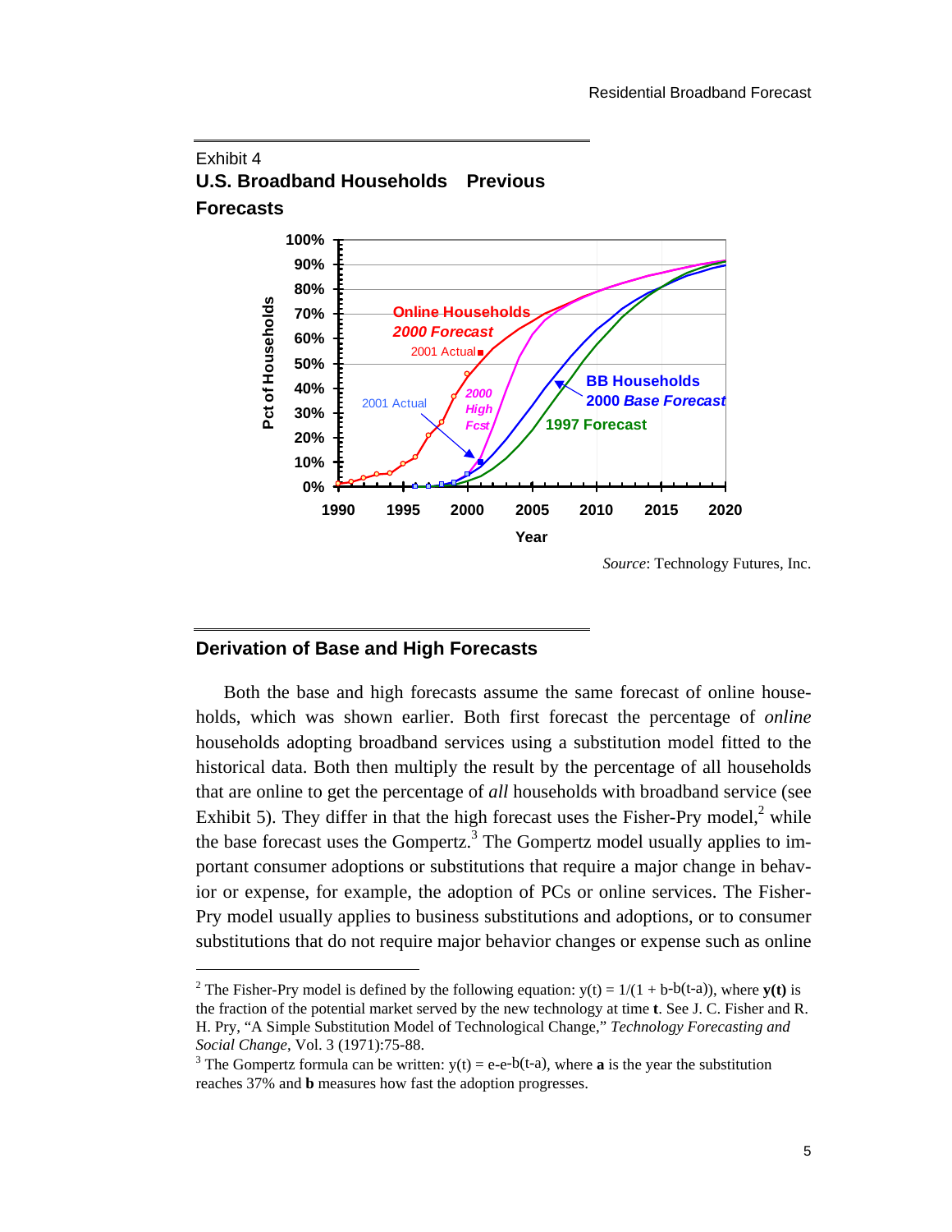Exhibit 4

**U.S. Broadband Households Previous Forecasts**

*Source*: Technology Futures, Inc.

## Derivation of Base and High Forecasts

Both the base and high forecasts assume the same forecast of online households, which was shown earlier. Both first forecast the percentage of *online* households adopting broadband services using a substitution model fitted to the historical data. Both then multiply the result by the percentage of all households that are online to get the percentage of *all* households with broadband service (see Exhibit 5). They differ in that the high forecast uses the Fisher-Pry model,[2] while the base forecast uses the Gompertz.[3] The Gompertz model usually applies to important consumer adoptions or substitutions that require a major change in behavior or expense, for example, the adoption of PCs or online services. The Fisher-Pry model usually applies to business substitutions and adoptions, or to consumer substitutions that do not require major behavior changes or expense such as online

[2] The Fisher-Pry model is defined by the following equation: $y(t) = 1/(1 + b^{-b(t-a)})$, where **y(t)** is the fraction of the potential market served by the new technology at time **t**. See J. C. Fisher and R. H. Pry, "A Simple Substitution Model of Technological Change," *Technology Forecasting and Social Change*, Vol. 3 (1971):75-88.

[3] The Gompertz formula can be written: $y(t) = e^{-e^{-b(t-a)}}$, where **a** is the year the substitution reaches 37% and **b** measures how fast the adoption progresses.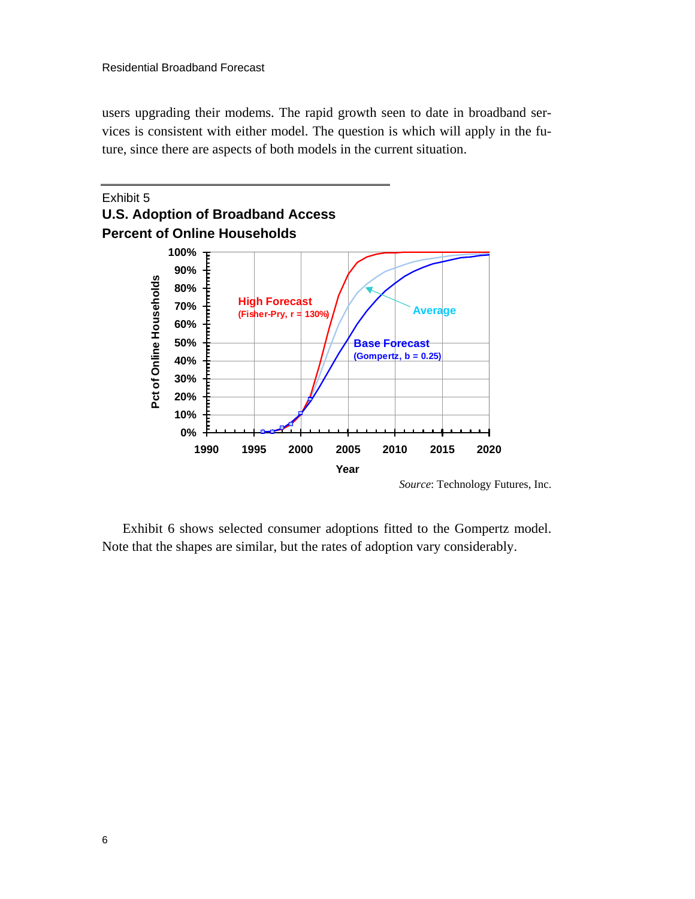users upgrading their modems. The rapid growth seen to date in broadband services is consistent with either model. The question is which will apply in the future, since there are aspects of both models in the current situation.

Exhibit 5

**U.S. Adoption of Broadband Access**
**Percent of Online Households**

*Source*: Technology Futures, Inc.

Exhibit 6 shows selected consumer adoptions fitted to the Gompertz model. Note that the shapes are similar, but the rates of adoption vary considerably.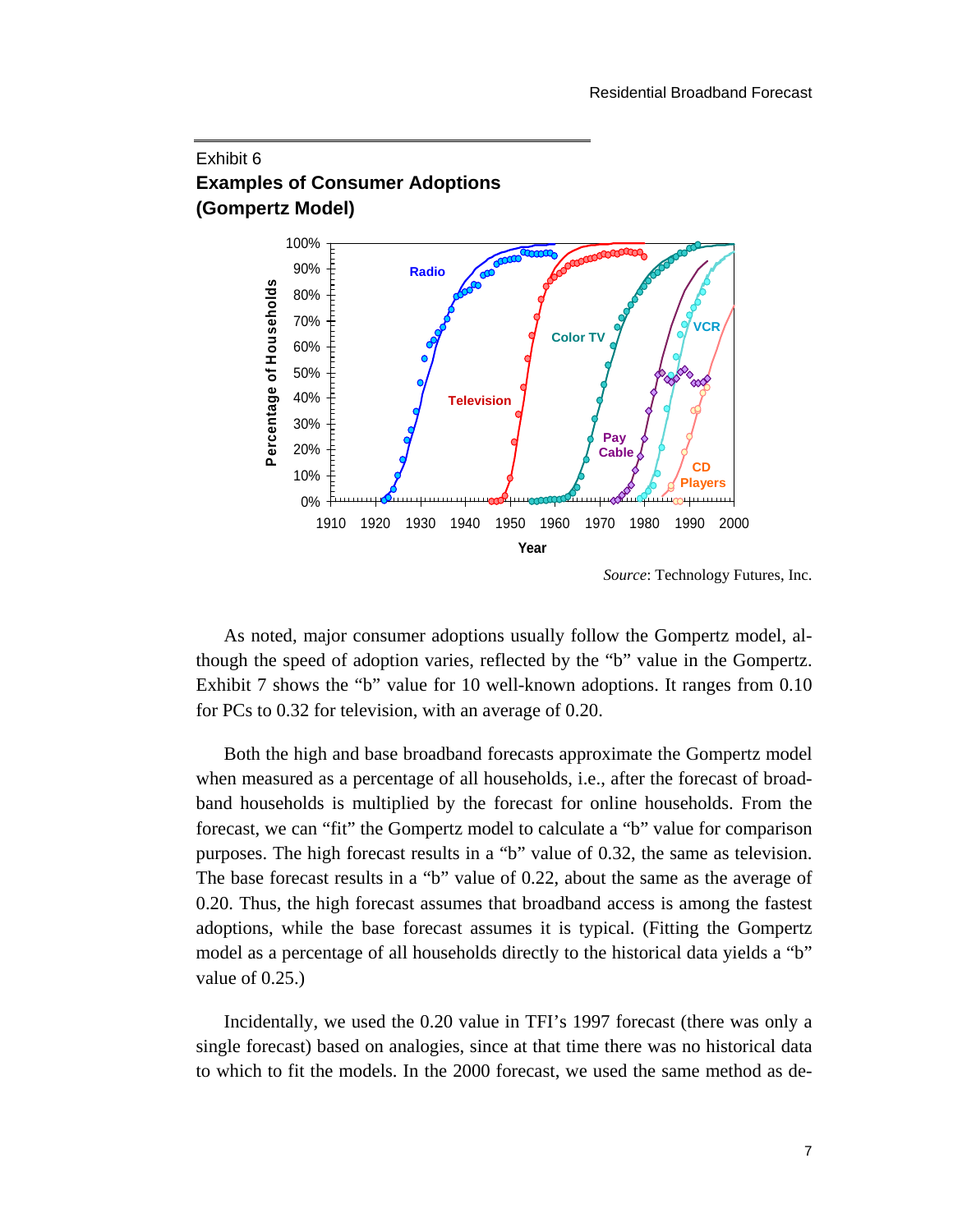Exhibit 6

**Examples of Consumer Adoptions (Gompertz Model)**

*Source*: Technology Futures, Inc.

As noted, major consumer adoptions usually follow the Gompertz model, although the speed of adoption varies, reflected by the "b" value in the Gompertz. Exhibit 7 shows the "b" value for 10 well-known adoptions. It ranges from 0.10 for PCs to 0.32 for television, with an average of 0.20.

Both the high and base broadband forecasts approximate the Gompertz model when measured as a percentage of all households, i.e., after the forecast of broadband households is multiplied by the forecast for online households. From the forecast, we can "fit" the Gompertz model to calculate a "b" value for comparison purposes. The high forecast results in a "b" value of 0.32, the same as television. The base forecast results in a "b" value of 0.22, about the same as the average of 0.20. Thus, the high forecast assumes that broadband access is among the fastest adoptions, while the base forecast assumes it is typical. (Fitting the Gompertz model as a percentage of all households directly to the historical data yields a "b" value of 0.25.)

Incidentally, we used the 0.20 value in TFI's 1997 forecast (there was only a single forecast) based on analogies, since at that time there was no historical data to which to fit the models. In the 2000 forecast, we used the same method as de-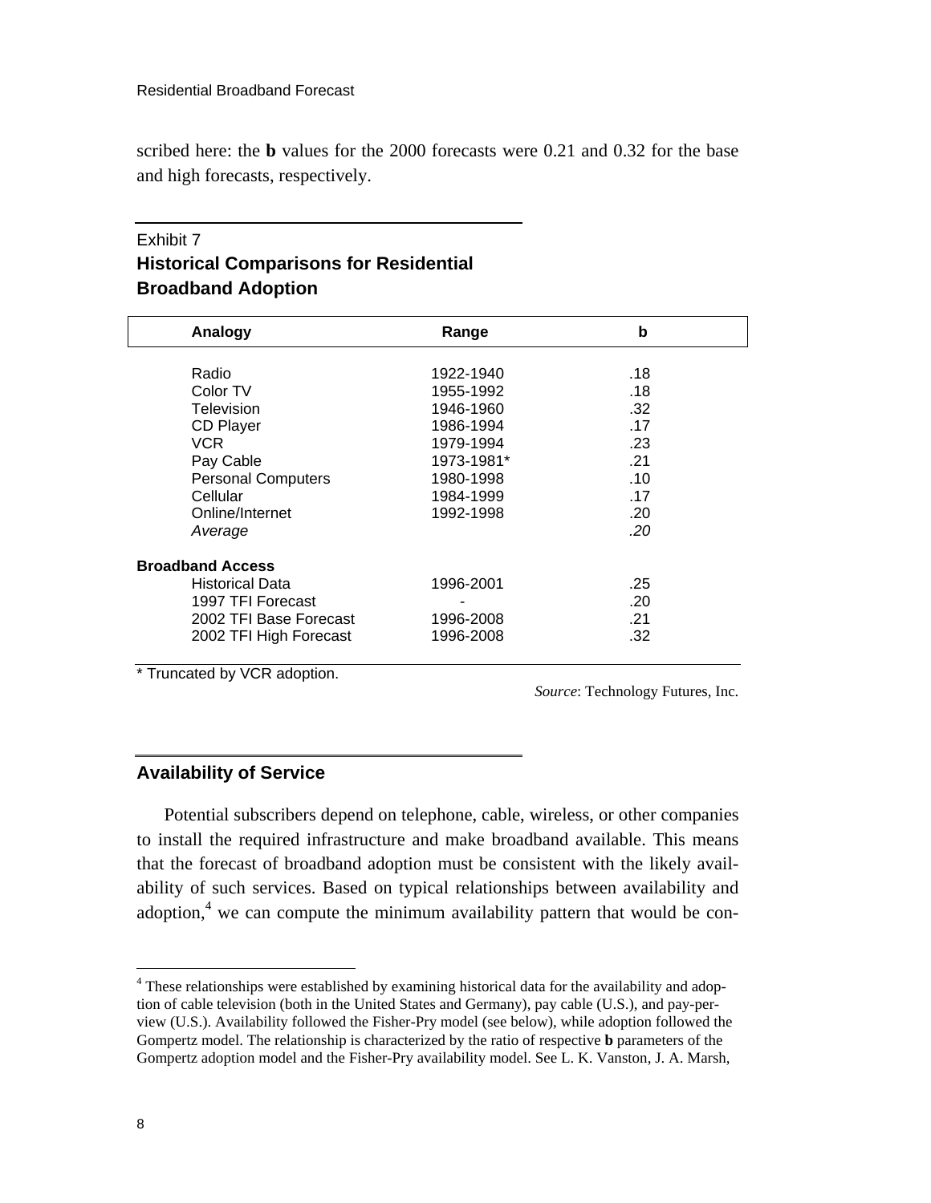scribed here: the **b** values for the 2000 forecasts were 0.21 and 0.32 for the base and high forecasts, respectively.

Exhibit 7

**Historical Comparisons for Residential Broadband Adoption**

| Analogy | Range | b |
|---|---|---|
| Radio | 1922-1940 | .18 |
| Color TV | 1955-1992 | .18 |
| Television | 1946-1960 | .32 |
| CD Player | 1986-1994 | .17 |
| VCR | 1979-1994 | .23 |
| Pay Cable | 1973-1981* | .21 |
| Personal Computers | 1980-1998 | .10 |
| Cellular | 1984-1999 | .17 |
| Online/Internet | 1992-1998 | .20 |
| *Average* | | *.20* |
| **Broadband Access** | | |
| Historical Data | 1996-2001 | .25 |
| 1997 TFI Forecast | - | .20 |
| 2002 TFI Base Forecast | 1996-2008 | .21 |
| 2002 TFI High Forecast | 1996-2008 | .32 |

\* Truncated by VCR adoption.

*Source*: Technology Futures, Inc.

## Availability of Service

Potential subscribers depend on telephone, cable, wireless, or other companies to install the required infrastructure and make broadband available. This means that the forecast of broadband adoption must be consistent with the likely availability of such services. Based on typical relationships between availability and adoption,[4] we can compute the minimum availability pattern that would be con-

[4] These relationships were established by examining historical data for the availability and adoption of cable television (both in the United States and Germany), pay cable (U.S.), and pay-per-view (U.S.). Availability followed the Fisher-Pry model (see below), while adoption followed the Gompertz model. The relationship is characterized by the ratio of respective **b** parameters of the Gompertz adoption model and the Fisher-Pry availability model. See L. K. Vanston, J. A. Marsh,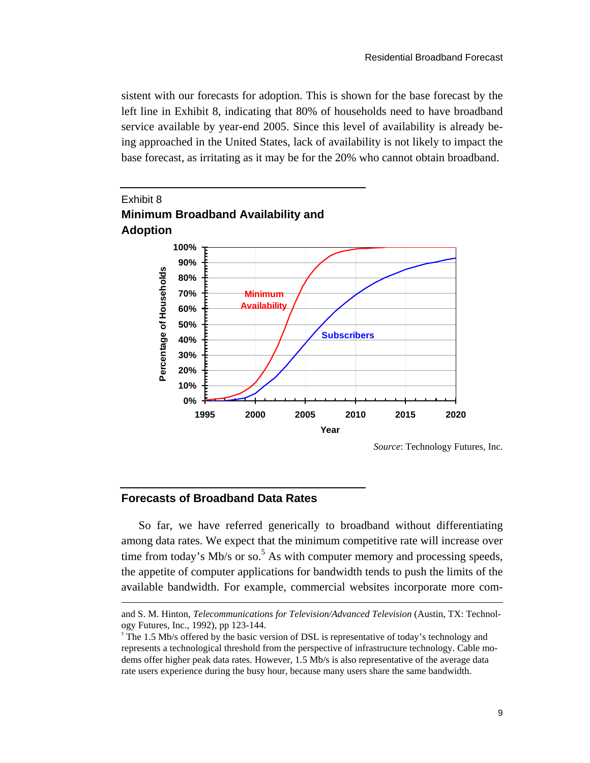sistent with our forecasts for adoption. This is shown for the base forecast by the left line in Exhibit 8, indicating that 80% of households need to have broadband service available by year-end 2005. Since this level of availability is already being approached in the United States, lack of availability is not likely to impact the base forecast, as irritating as it may be for the 20% who cannot obtain broadband.

Exhibit 8

**Minimum Broadband Availability and Adoption**

*Source*: Technology Futures, Inc.

## Forecasts of Broadband Data Rates

So far, we have referred generically to broadband without differentiating among data rates. We expect that the minimum competitive rate will increase over time from today's Mb/s or so.[5] As with computer memory and processing speeds, the appetite of computer applications for bandwidth tends to push the limits of the available bandwidth. For example, commercial websites incorporate more com-

---

and S. M. Hinton, *Telecommunications for Television/Advanced Television* (Austin, TX: Technology Futures, Inc., 1992), pp 123-144.

[5] The 1.5 Mb/s offered by the basic version of DSL is representative of today's technology and represents a technological threshold from the perspective of infrastructure technology. Cable modems offer higher peak data rates. However, 1.5 Mb/s is also representative of the average data rate users experience during the busy hour, because many users share the same bandwidth.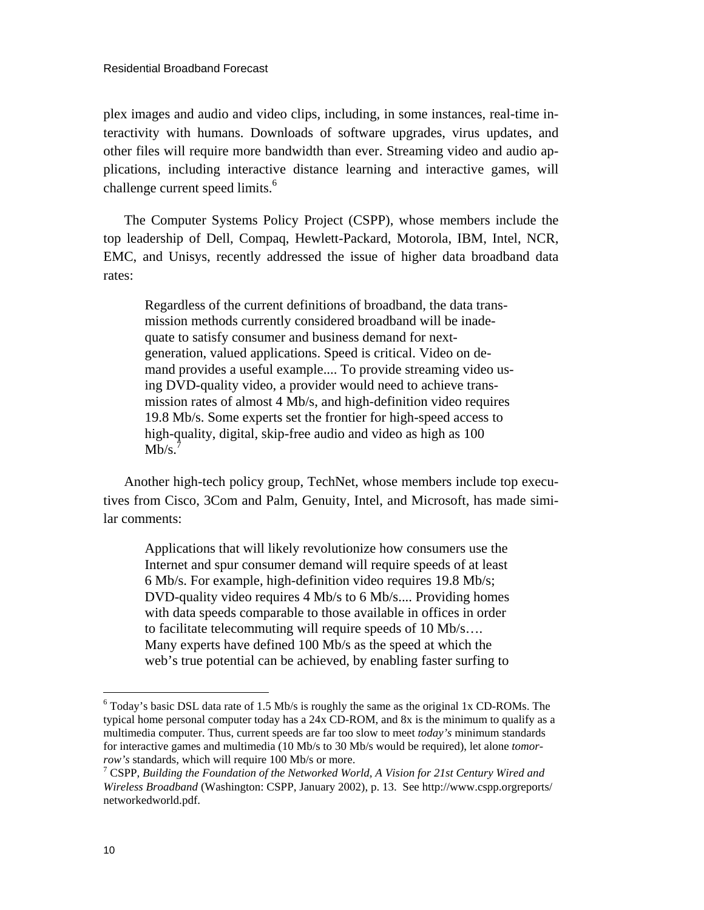plex images and audio and video clips, including, in some instances, real-time interactivity with humans. Downloads of software upgrades, virus updates, and other files will require more bandwidth than ever. Streaming video and audio applications, including interactive distance learning and interactive games, will challenge current speed limits.[6]

The Computer Systems Policy Project (CSPP), whose members include the top leadership of Dell, Compaq, Hewlett-Packard, Motorola, IBM, Intel, NCR, EMC, and Unisys, recently addressed the issue of higher data broadband data rates:

> Regardless of the current definitions of broadband, the data transmission methods currently considered broadband will be inadequate to satisfy consumer and business demand for next-generation, valued applications. Speed is critical. Video on demand provides a useful example.... To provide streaming video using DVD-quality video, a provider would need to achieve transmission rates of almost 4 Mb/s, and high-definition video requires 19.8 Mb/s. Some experts set the frontier for high-speed access to high-quality, digital, skip-free audio and video as high as 100 Mb/s.[7]

Another high-tech policy group, TechNet, whose members include top executives from Cisco, 3Com and Palm, Genuity, Intel, and Microsoft, has made similar comments:

> Applications that will likely revolutionize how consumers use the Internet and spur consumer demand will require speeds of at least 6 Mb/s. For example, high-definition video requires 19.8 Mb/s; DVD-quality video requires 4 Mb/s to 6 Mb/s.... Providing homes with data speeds comparable to those available in offices in order to facilitate telecommuting will require speeds of 10 Mb/s…. Many experts have defined 100 Mb/s as the speed at which the web's true potential can be achieved, by enabling faster surfing to

---

[6] Today's basic DSL data rate of 1.5 Mb/s is roughly the same as the original 1x CD-ROMs. The typical home personal computer today has a 24x CD-ROM, and 8x is the minimum to qualify as a multimedia computer. Thus, current speeds are far too slow to meet *today's* minimum standards for interactive games and multimedia (10 Mb/s to 30 Mb/s would be required), let alone *tomorrow's* standards, which will require 100 Mb/s or more.

[7] CSPP, *Building the Foundation of the Networked World, A Vision for 21st Century Wired and Wireless Broadband* (Washington: CSPP, January 2002), p. 13. See http://www.cspp.orgreports/networkedworld.pdf.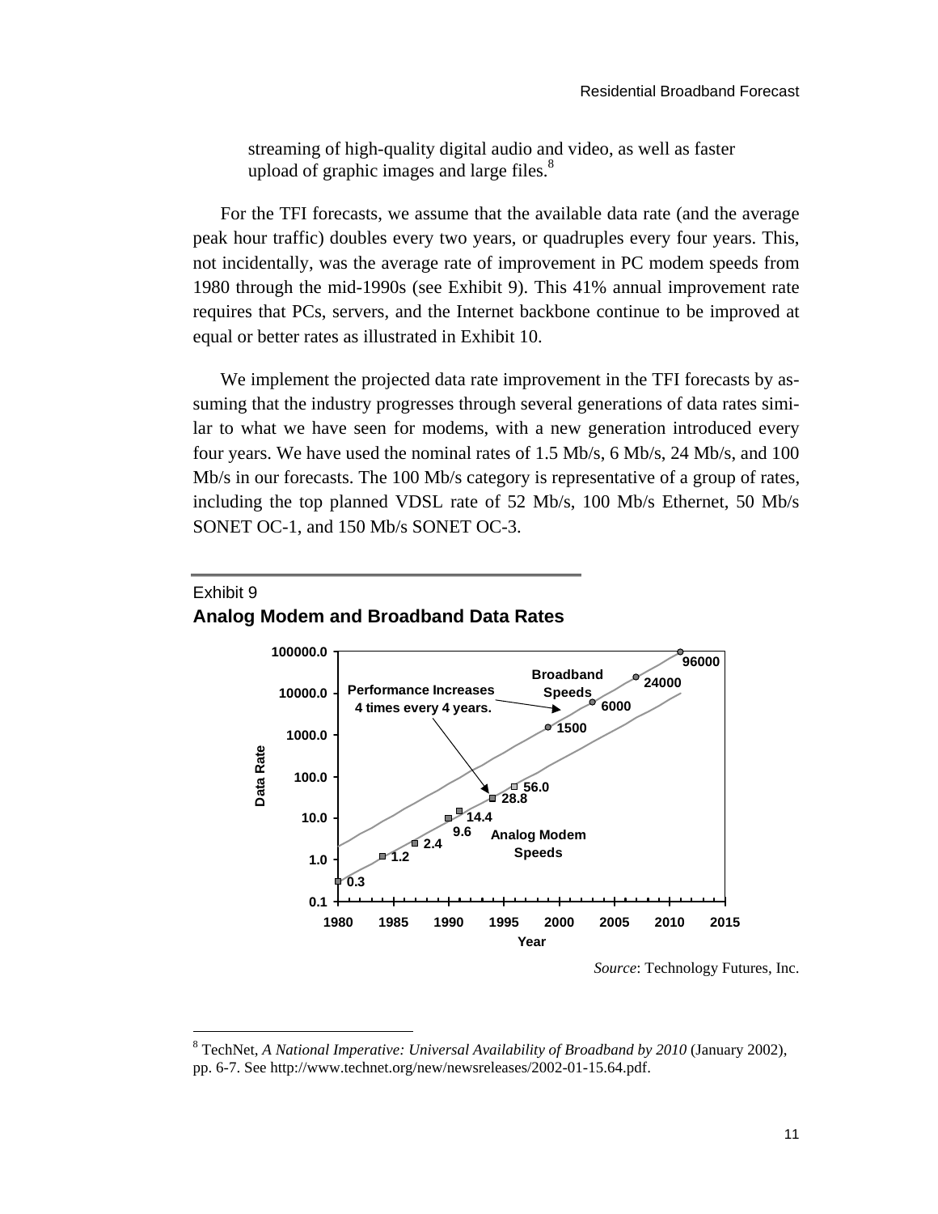streaming of high-quality digital audio and video, as well as faster upload of graphic images and large files.[8]

For the TFI forecasts, we assume that the available data rate (and the average peak hour traffic) doubles every two years, or quadruples every four years. This, not incidentally, was the average rate of improvement in PC modem speeds from 1980 through the mid-1990s (see Exhibit 9). This 41% annual improvement rate requires that PCs, servers, and the Internet backbone continue to be improved at equal or better rates as illustrated in Exhibit 10.

We implement the projected data rate improvement in the TFI forecasts by assuming that the industry progresses through several generations of data rates similar to what we have seen for modems, with a new generation introduced every four years. We have used the nominal rates of 1.5 Mb/s, 6 Mb/s, 24 Mb/s, and 100 Mb/s in our forecasts. The 100 Mb/s category is representative of a group of rates, including the top planned VDSL rate of 52 Mb/s, 100 Mb/s Ethernet, 50 Mb/s SONET OC-1, and 150 Mb/s SONET OC-3.

Exhibit 9

**Analog Modem and Broadband Data Rates**

*Source*: Technology Futures, Inc.

[8] TechNet, *A National Imperative: Universal Availability of Broadband by 2010* (January 2002), pp. 6-7. See http://www.technet.org/new/newsreleases/2002-01-15.64.pdf.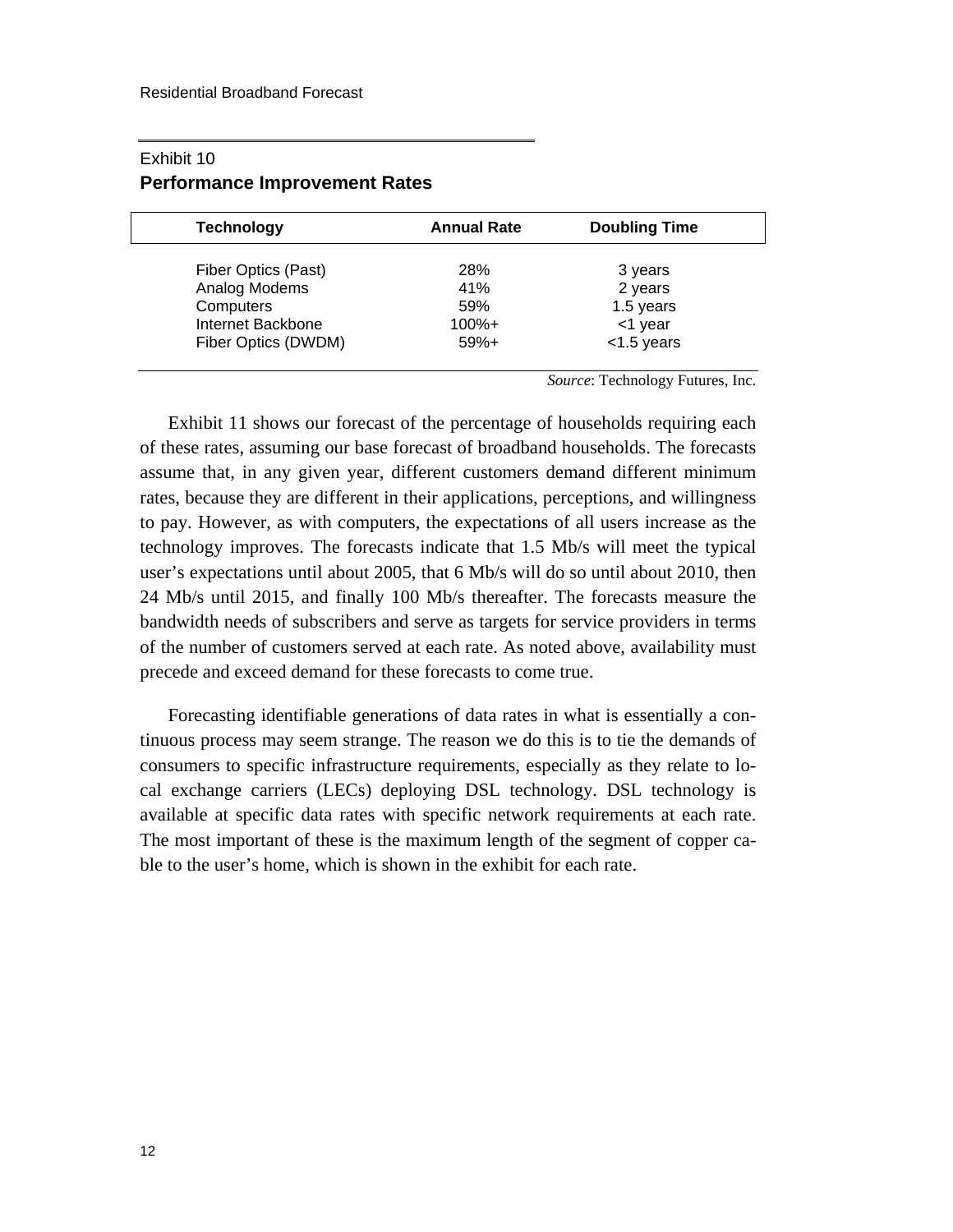Exhibit 10

**Performance Improvement Rates**

| Technology | Annual Rate | Doubling Time |
|---|---|---|
| Fiber Optics (Past) | 28% | 3 years |
| Analog Modems | 41% | 2 years |
| Computers | 59% | 1.5 years |
| Internet Backbone | 100%+ | <1 year |
| Fiber Optics (DWDM) | 59%+ | <1.5 years |

*Source*: Technology Futures, Inc.

Exhibit 11 shows our forecast of the percentage of households requiring each of these rates, assuming our base forecast of broadband households. The forecasts assume that, in any given year, different customers demand different minimum rates, because they are different in their applications, perceptions, and willingness to pay. However, as with computers, the expectations of all users increase as the technology improves. The forecasts indicate that 1.5 Mb/s will meet the typical user's expectations until about 2005, that 6 Mb/s will do so until about 2010, then 24 Mb/s until 2015, and finally 100 Mb/s thereafter. The forecasts measure the bandwidth needs of subscribers and serve as targets for service providers in terms of the number of customers served at each rate. As noted above, availability must precede and exceed demand for these forecasts to come true.

Forecasting identifiable generations of data rates in what is essentially a continuous process may seem strange. The reason we do this is to tie the demands of consumers to specific infrastructure requirements, especially as they relate to local exchange carriers (LECs) deploying DSL technology. DSL technology is available at specific data rates with specific network requirements at each rate. The most important of these is the maximum length of the segment of copper cable to the user's home, which is shown in the exhibit for each rate.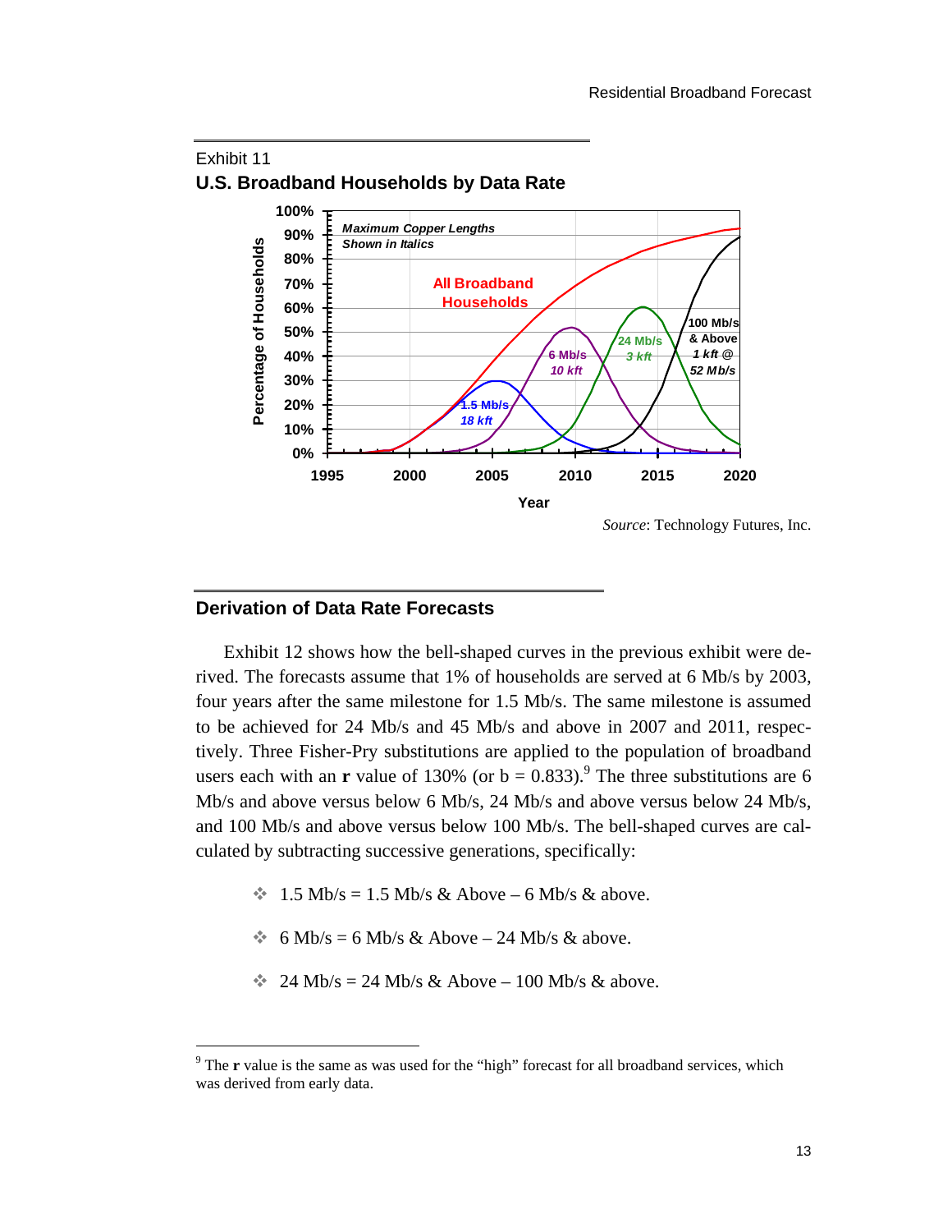Exhibit 11

**U.S. Broadband Households by Data Rate**

*Source*: Technology Futures, Inc.

## Derivation of Data Rate Forecasts

Exhibit 12 shows how the bell-shaped curves in the previous exhibit were derived. The forecasts assume that 1% of households are served at 6 Mb/s by 2003, four years after the same milestone for 1.5 Mb/s. The same milestone is assumed to be achieved for 24 Mb/s and 45 Mb/s and above in 2007 and 2011, respectively. Three Fisher-Pry substitutions are applied to the population of broadband users each with an **r** value of 130% (or b = 0.833).[9] The three substitutions are 6 Mb/s and above versus below 6 Mb/s, 24 Mb/s and above versus below 24 Mb/s, and 100 Mb/s and above versus below 100 Mb/s. The bell-shaped curves are calculated by subtracting successive generations, specifically:

- 1.5 Mb/s = 1.5 Mb/s & Above – 6 Mb/s & above.
- 6 Mb/s = 6 Mb/s & Above – 24 Mb/s & above.
- 24 Mb/s = 24 Mb/s & Above – 100 Mb/s & above.

[9] The **r** value is the same as was used for the "high" forecast for all broadband services, which was derived from early data.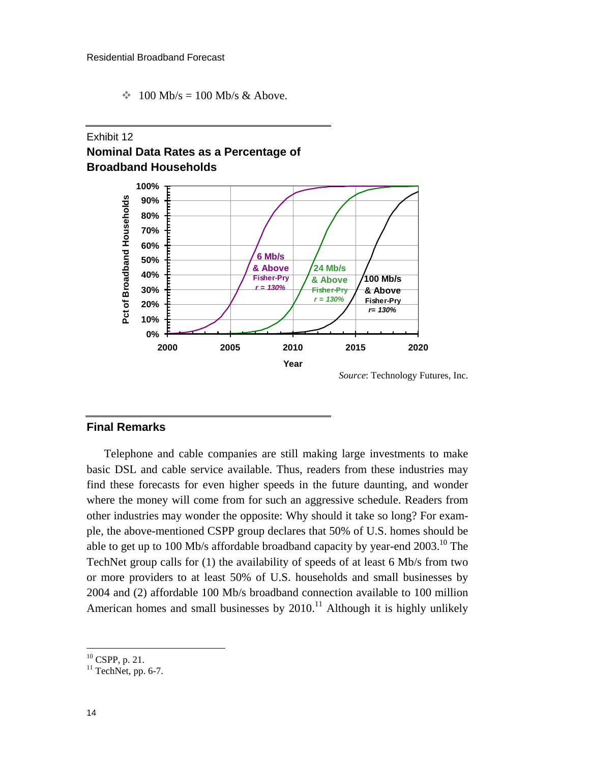❖ 100 Mb/s = 100 Mb/s & Above.

Exhibit 12

**Nominal Data Rates as a Percentage of Broadband Households**

*Source*: Technology Futures, Inc.

## Final Remarks

Telephone and cable companies are still making large investments to make basic DSL and cable service available. Thus, readers from these industries may find these forecasts for even higher speeds in the future daunting, and wonder where the money will come from for such an aggressive schedule. Readers from other industries may wonder the opposite: Why should it take so long? For example, the above-mentioned CSPP group declares that 50% of U.S. homes should be able to get up to 100 Mb/s affordable broadband capacity by year-end 2003.[10] The TechNet group calls for (1) the availability of speeds of at least 6 Mb/s from two or more providers to at least 50% of U.S. households and small businesses by 2004 and (2) affordable 100 Mb/s broadband connection available to 100 million American homes and small businesses by 2010.[11] Although it is highly unlikely

---

[10] CSPP, p. 21.

[11] TechNet, pp. 6-7.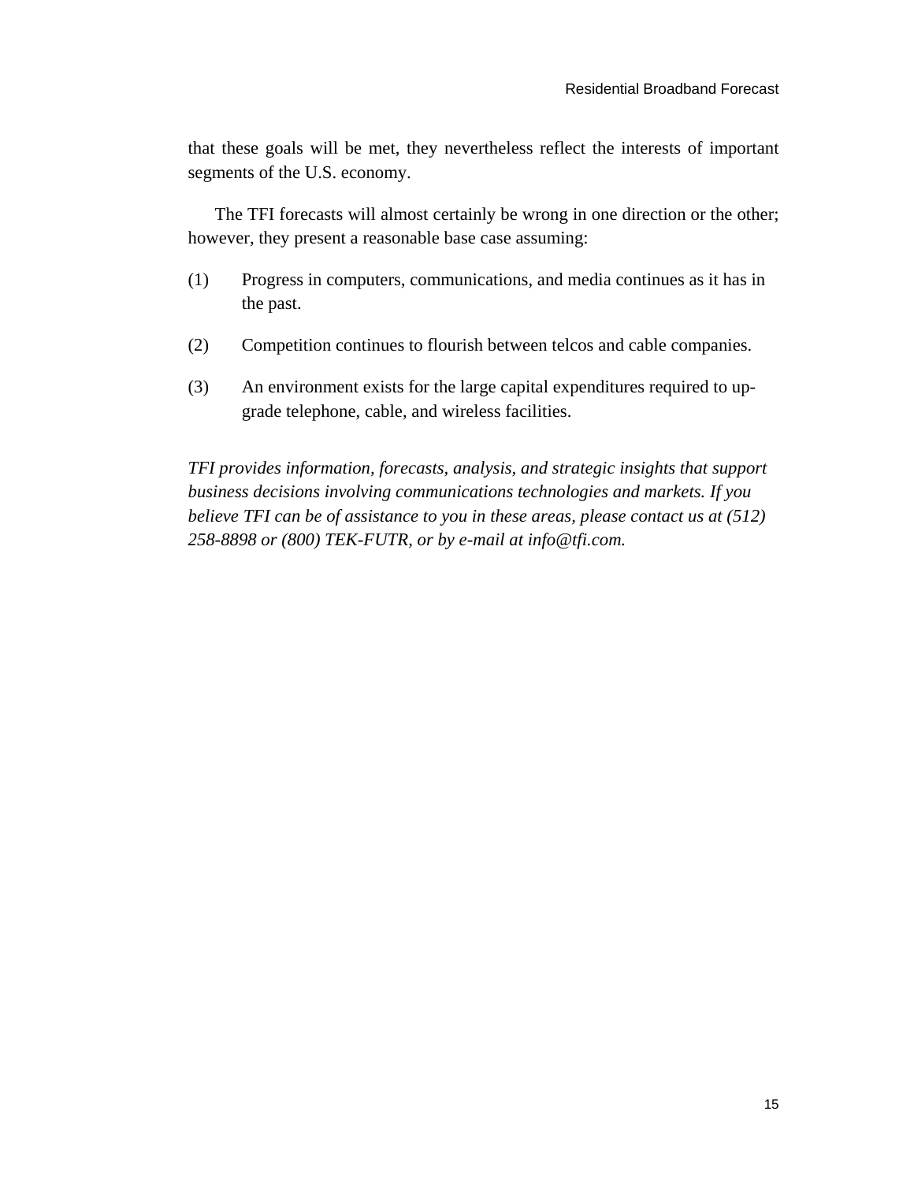that these goals will be met, they nevertheless reflect the interests of important segments of the U.S. economy.

The TFI forecasts will almost certainly be wrong in one direction or the other; however, they present a reasonable base case assuming:

(1) Progress in computers, communications, and media continues as it has in the past.

(2) Competition continues to flourish between telcos and cable companies.

(3) An environment exists for the large capital expenditures required to upgrade telephone, cable, and wireless facilities.

*TFI provides information, forecasts, analysis, and strategic insights that support business decisions involving communications technologies and markets. If you believe TFI can be of assistance to you in these areas, please contact us at (512) 258-8898 or (800) TEK-FUTR, or by e-mail at info@tfi.com.*